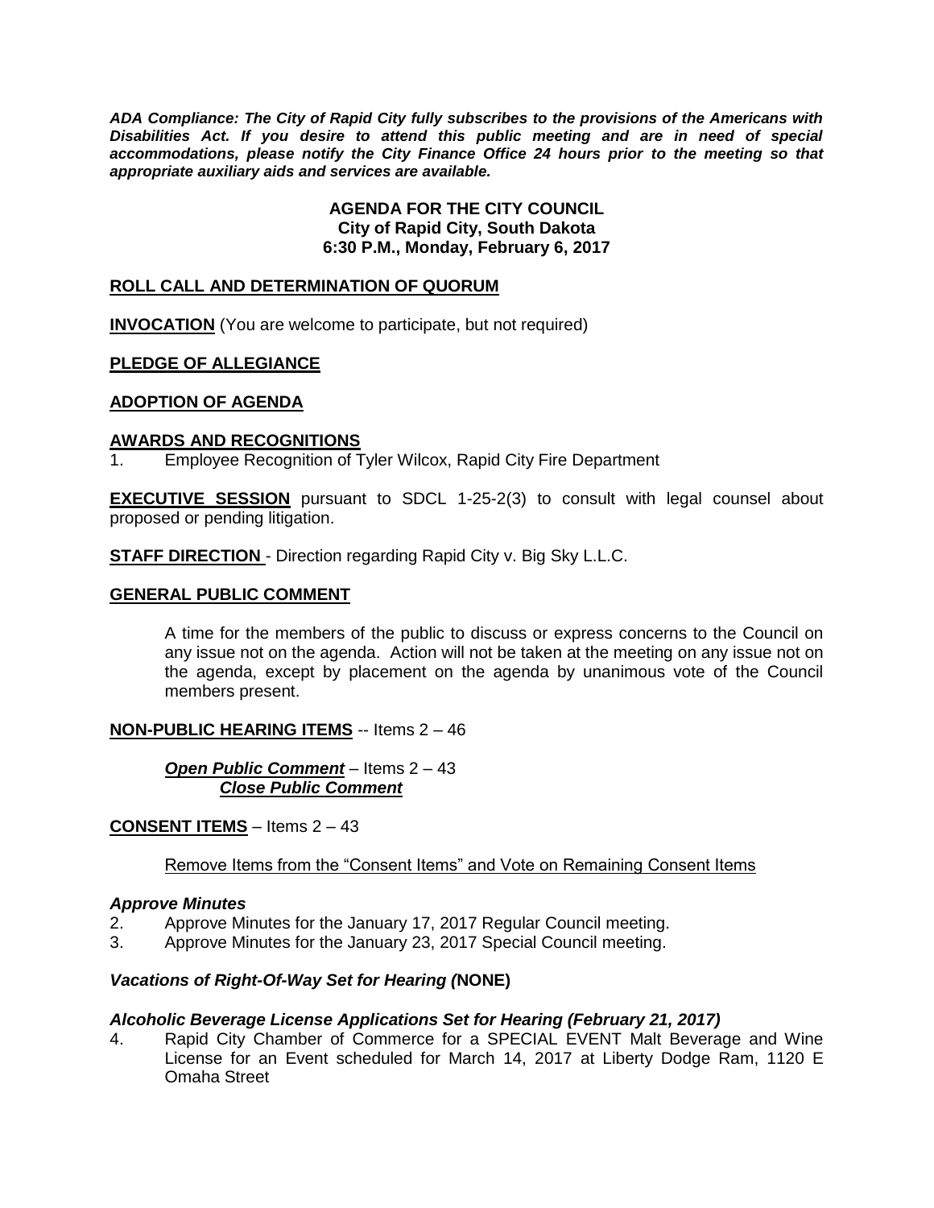***ADA Compliance: The City of Rapid City fully subscribes to the provisions of the Americans with Disabilities Act. If you desire to attend this public meeting and are in need of special accommodations, please notify the City Finance Office 24 hours prior to the meeting so that appropriate auxiliary aids and services are available.***

**AGENDA FOR THE CITY COUNCIL**
**City of Rapid City, South Dakota**
**6:30 P.M., Monday, February 6, 2017**

**ROLL CALL AND DETERMINATION OF QUORUM**

**INVOCATION** (You are welcome to participate, but not required)

**PLEDGE OF ALLEGIANCE**

**ADOPTION OF AGENDA**

**AWARDS AND RECOGNITIONS**

1. Employee Recognition of Tyler Wilcox, Rapid City Fire Department

**EXECUTIVE SESSION** pursuant to SDCL 1-25-2(3) to consult with legal counsel about proposed or pending litigation.

**STAFF DIRECTION** - Direction regarding Rapid City v. Big Sky L.L.C.

**GENERAL PUBLIC COMMENT**

A time for the members of the public to discuss or express concerns to the Council on any issue not on the agenda. Action will not be taken at the meeting on any issue not on the agenda, except by placement on the agenda by unanimous vote of the Council members present.

**NON-PUBLIC HEARING ITEMS** -- Items 2 – 46

***Open Public Comment*** – Items 2 – 43
***Close Public Comment***

**CONSENT ITEMS** – Items 2 – 43

Remove Items from the "Consent Items" and Vote on Remaining Consent Items

***Approve Minutes***

2. Approve Minutes for the January 17, 2017 Regular Council meeting.
3. Approve Minutes for the January 23, 2017 Special Council meeting.

***Vacations of Right-Of-Way Set for Hearing (*NONE)**

***Alcoholic Beverage License Applications Set for Hearing (February 21, 2017)***

4. Rapid City Chamber of Commerce for a SPECIAL EVENT Malt Beverage and Wine License for an Event scheduled for March 14, 2017 at Liberty Dodge Ram, 1120 E Omaha Street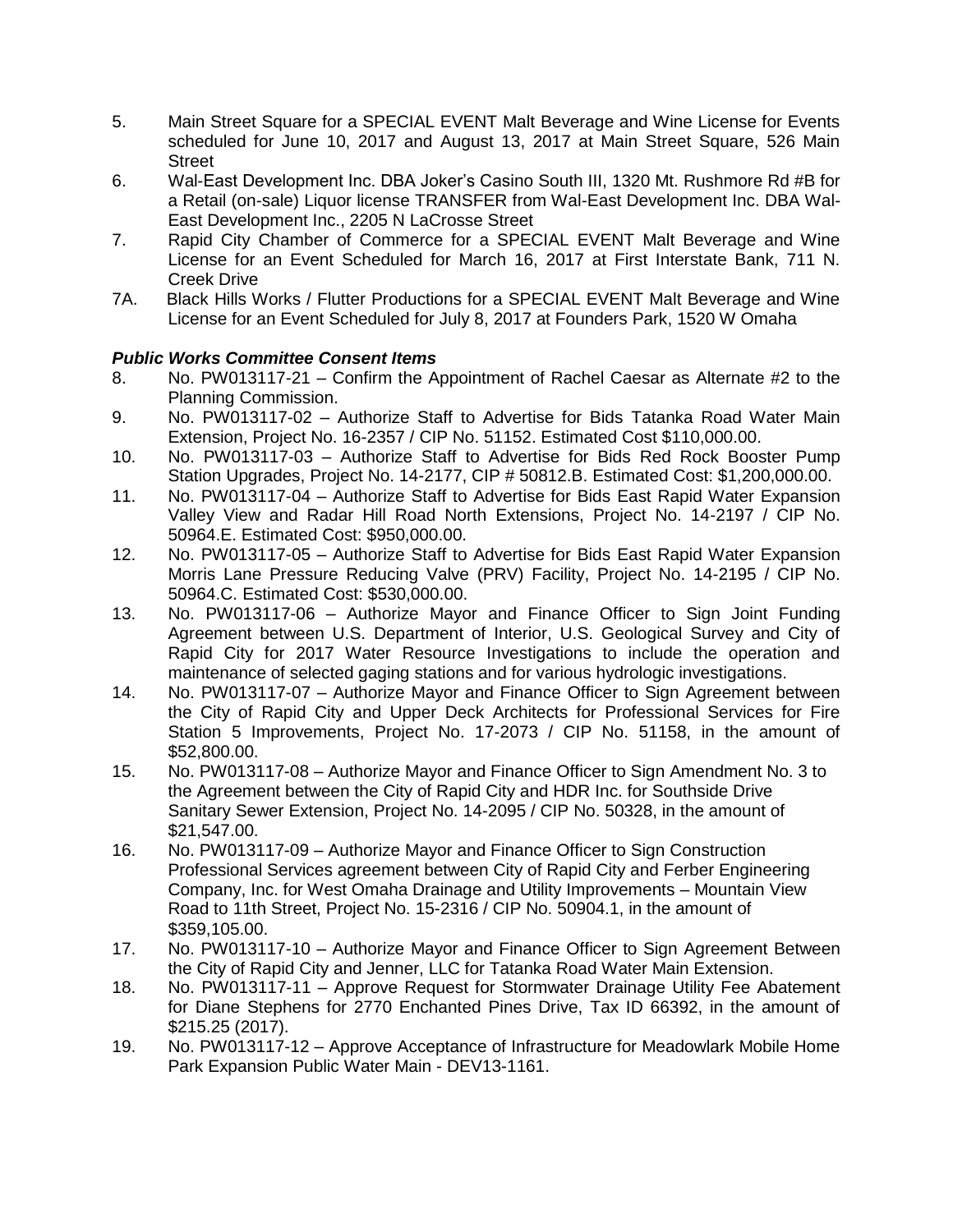5. Main Street Square for a SPECIAL EVENT Malt Beverage and Wine License for Events scheduled for June 10, 2017 and August 13, 2017 at Main Street Square, 526 Main Street
6. Wal-East Development Inc. DBA Joker's Casino South III, 1320 Mt. Rushmore Rd #B for a Retail (on-sale) Liquor license TRANSFER from Wal-East Development Inc. DBA Wal-East Development Inc., 2205 N LaCrosse Street
7. Rapid City Chamber of Commerce for a SPECIAL EVENT Malt Beverage and Wine License for an Event Scheduled for March 16, 2017 at First Interstate Bank, 711 N. Creek Drive

7A. Black Hills Works / Flutter Productions for a SPECIAL EVENT Malt Beverage and Wine License for an Event Scheduled for July 8, 2017 at Founders Park, 1520 W Omaha

***Public Works Committee Consent Items***

8. No. PW013117-21 – Confirm the Appointment of Rachel Caesar as Alternate #2 to the Planning Commission.
9. No. PW013117-02 – Authorize Staff to Advertise for Bids Tatanka Road Water Main Extension, Project No. 16-2357 / CIP No. 51152. Estimated Cost $110,000.00.
10. No. PW013117-03 – Authorize Staff to Advertise for Bids Red Rock Booster Pump Station Upgrades, Project No. 14-2177, CIP # 50812.B. Estimated Cost: $1,200,000.00.
11. No. PW013117-04 – Authorize Staff to Advertise for Bids East Rapid Water Expansion Valley View and Radar Hill Road North Extensions, Project No. 14-2197 / CIP No. 50964.E. Estimated Cost: $950,000.00.
12. No. PW013117-05 – Authorize Staff to Advertise for Bids East Rapid Water Expansion Morris Lane Pressure Reducing Valve (PRV) Facility, Project No. 14-2195 / CIP No. 50964.C. Estimated Cost: $530,000.00.
13. No. PW013117-06 – Authorize Mayor and Finance Officer to Sign Joint Funding Agreement between U.S. Department of Interior, U.S. Geological Survey and City of Rapid City for 2017 Water Resource Investigations to include the operation and maintenance of selected gaging stations and for various hydrologic investigations.
14. No. PW013117-07 – Authorize Mayor and Finance Officer to Sign Agreement between the City of Rapid City and Upper Deck Architects for Professional Services for Fire Station 5 Improvements, Project No. 17-2073 / CIP No. 51158, in the amount of $52,800.00.
15. No. PW013117-08 – Authorize Mayor and Finance Officer to Sign Amendment No. 3 to the Agreement between the City of Rapid City and HDR Inc. for Southside Drive Sanitary Sewer Extension, Project No. 14-2095 / CIP No. 50328, in the amount of $21,547.00.
16. No. PW013117-09 – Authorize Mayor and Finance Officer to Sign Construction Professional Services agreement between City of Rapid City and Ferber Engineering Company, Inc. for West Omaha Drainage and Utility Improvements – Mountain View Road to 11th Street, Project No. 15-2316 / CIP No. 50904.1, in the amount of $359,105.00.
17. No. PW013117-10 – Authorize Mayor and Finance Officer to Sign Agreement Between the City of Rapid City and Jenner, LLC for Tatanka Road Water Main Extension.
18. No. PW013117-11 – Approve Request for Stormwater Drainage Utility Fee Abatement for Diane Stephens for 2770 Enchanted Pines Drive, Tax ID 66392, in the amount of $215.25 (2017).
19. No. PW013117-12 – Approve Acceptance of Infrastructure for Meadowlark Mobile Home Park Expansion Public Water Main - DEV13-1161.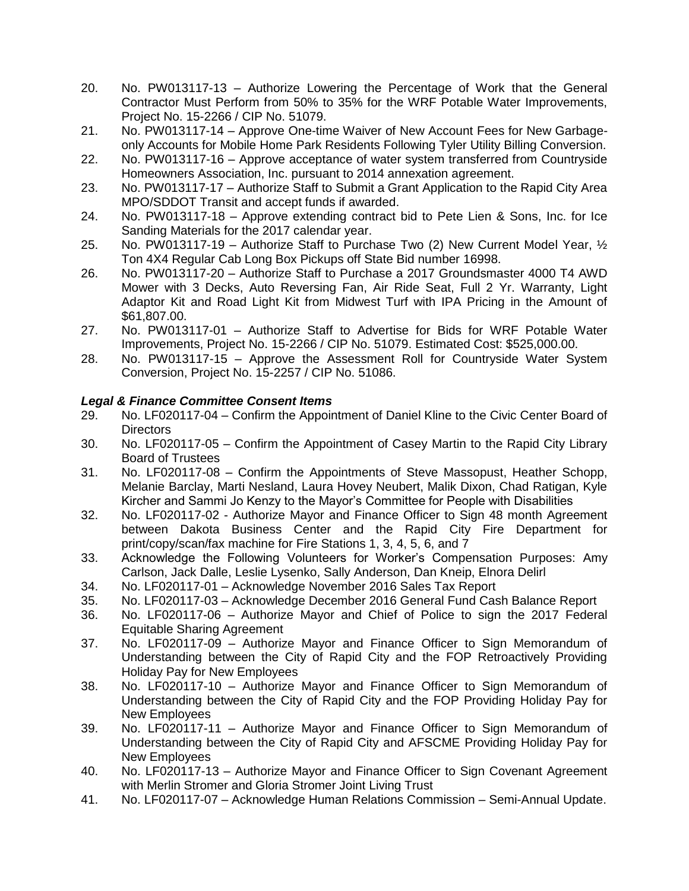20. No. PW013117-13 – Authorize Lowering the Percentage of Work that the General Contractor Must Perform from 50% to 35% for the WRF Potable Water Improvements, Project No. 15-2266 / CIP No. 51079.
21. No. PW013117-14 – Approve One-time Waiver of New Account Fees for New Garbage-only Accounts for Mobile Home Park Residents Following Tyler Utility Billing Conversion.
22. No. PW013117-16 – Approve acceptance of water system transferred from Countryside Homeowners Association, Inc. pursuant to 2014 annexation agreement.
23. No. PW013117-17 – Authorize Staff to Submit a Grant Application to the Rapid City Area MPO/SDDOT Transit and accept funds if awarded.
24. No. PW013117-18 – Approve extending contract bid to Pete Lien & Sons, Inc. for Ice Sanding Materials for the 2017 calendar year.
25. No. PW013117-19 – Authorize Staff to Purchase Two (2) New Current Model Year, ½ Ton 4X4 Regular Cab Long Box Pickups off State Bid number 16998.
26. No. PW013117-20 – Authorize Staff to Purchase a 2017 Groundsmaster 4000 T4 AWD Mower with 3 Decks, Auto Reversing Fan, Air Ride Seat, Full 2 Yr. Warranty, Light Adaptor Kit and Road Light Kit from Midwest Turf with IPA Pricing in the Amount of $61,807.00.
27. No. PW013117-01 – Authorize Staff to Advertise for Bids for WRF Potable Water Improvements, Project No. 15-2266 / CIP No. 51079. Estimated Cost: $525,000.00.
28. No. PW013117-15 – Approve the Assessment Roll for Countryside Water System Conversion, Project No. 15-2257 / CIP No. 51086.

***Legal & Finance Committee Consent Items***

29. No. LF020117-04 – Confirm the Appointment of Daniel Kline to the Civic Center Board of Directors
30. No. LF020117-05 – Confirm the Appointment of Casey Martin to the Rapid City Library Board of Trustees
31. No. LF020117-08 – Confirm the Appointments of Steve Massopust, Heather Schopp, Melanie Barclay, Marti Nesland, Laura Hovey Neubert, Malik Dixon, Chad Ratigan, Kyle Kircher and Sammi Jo Kenzy to the Mayor's Committee for People with Disabilities
32. No. LF020117-02 - Authorize Mayor and Finance Officer to Sign 48 month Agreement between Dakota Business Center and the Rapid City Fire Department for print/copy/scan/fax machine for Fire Stations 1, 3, 4, 5, 6, and 7
33. Acknowledge the Following Volunteers for Worker's Compensation Purposes: Amy Carlson, Jack Dalle, Leslie Lysenko, Sally Anderson, Dan Kneip, Elnora Delirl
34. No. LF020117-01 – Acknowledge November 2016 Sales Tax Report
35. No. LF020117-03 – Acknowledge December 2016 General Fund Cash Balance Report
36. No. LF020117-06 – Authorize Mayor and Chief of Police to sign the 2017 Federal Equitable Sharing Agreement
37. No. LF020117-09 – Authorize Mayor and Finance Officer to Sign Memorandum of Understanding between the City of Rapid City and the FOP Retroactively Providing Holiday Pay for New Employees
38. No. LF020117-10 – Authorize Mayor and Finance Officer to Sign Memorandum of Understanding between the City of Rapid City and the FOP Providing Holiday Pay for New Employees
39. No. LF020117-11 – Authorize Mayor and Finance Officer to Sign Memorandum of Understanding between the City of Rapid City and AFSCME Providing Holiday Pay for New Employees
40. No. LF020117-13 – Authorize Mayor and Finance Officer to Sign Covenant Agreement with Merlin Stromer and Gloria Stromer Joint Living Trust
41. No. LF020117-07 – Acknowledge Human Relations Commission – Semi-Annual Update.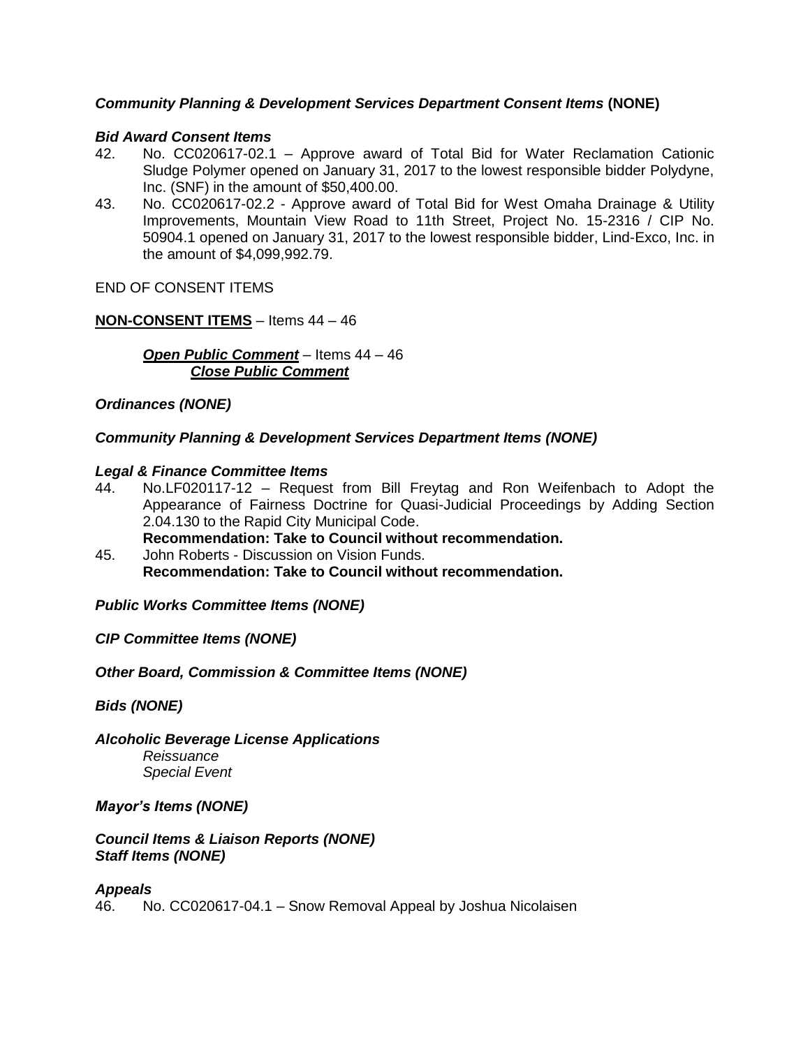***Community Planning & Development Services Department Consent Items* (NONE)**

***Bid Award Consent Items***

42. No. CC020617-02.1 – Approve award of Total Bid for Water Reclamation Cationic Sludge Polymer opened on January 31, 2017 to the lowest responsible bidder Polydyne, Inc. (SNF) in the amount of $50,400.00.
43. No. CC020617-02.2 - Approve award of Total Bid for West Omaha Drainage & Utility Improvements, Mountain View Road to 11th Street, Project No. 15-2316 / CIP No. 50904.1 opened on January 31, 2017 to the lowest responsible bidder, Lind-Exco, Inc. in the amount of $4,099,992.79.

END OF CONSENT ITEMS

**<u>NON-CONSENT ITEMS</u>** – Items 44 – 46

***<u>Open Public Comment</u>*** – Items 44 – 46
***<u>Close Public Comment</u>***

***Ordinances (NONE)***

***Community Planning & Development Services Department Items (NONE)***

***Legal & Finance Committee Items***

44. No.LF020117-12 – Request from Bill Freytag and Ron Weifenbach to Adopt the Appearance of Fairness Doctrine for Quasi-Judicial Proceedings by Adding Section 2.04.130 to the Rapid City Municipal Code.
    **Recommendation: Take to Council without recommendation.**
45. John Roberts - Discussion on Vision Funds.
    **Recommendation: Take to Council without recommendation.**

***Public Works Committee Items (NONE)***

***CIP Committee Items (NONE)***

***Other Board, Commission & Committee Items (NONE)***

***Bids (NONE)***

***Alcoholic Beverage License Applications***
*Reissuance*
*Special Event*

***Mayor's Items (NONE)***

***Council Items & Liaison Reports (NONE)***
***Staff Items (NONE)***

***Appeals***

46. No. CC020617-04.1 – Snow Removal Appeal by Joshua Nicolaisen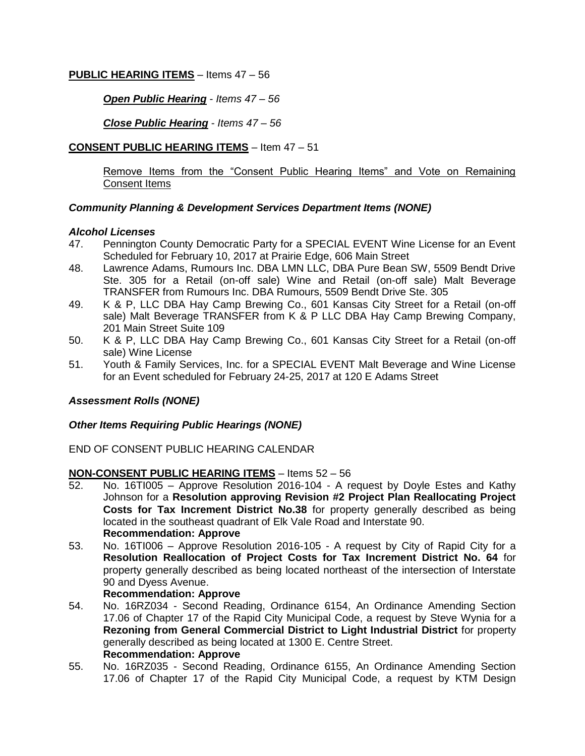**<u>PUBLIC HEARING ITEMS</u>** – Items 47 – 56

***<u>Open Public Hearing</u>*** *- Items 47 – 56*

***<u>Close Public Hearing</u>*** *- Items 47 – 56*

**<u>CONSENT PUBLIC HEARING ITEMS</u>** – Item 47 – 51

<u>Remove Items from the "Consent Public Hearing Items" and Vote on Remaining Consent Items</u>

***Community Planning & Development Services Department Items (NONE)***

***Alcohol Licenses***

47. Pennington County Democratic Party for a SPECIAL EVENT Wine License for an Event Scheduled for February 10, 2017 at Prairie Edge, 606 Main Street
48. Lawrence Adams, Rumours Inc. DBA LMN LLC, DBA Pure Bean SW, 5509 Bendt Drive Ste. 305 for a Retail (on-off sale) Wine and Retail (on-off sale) Malt Beverage TRANSFER from Rumours Inc. DBA Rumours, 5509 Bendt Drive Ste. 305
49. K & P, LLC DBA Hay Camp Brewing Co., 601 Kansas City Street for a Retail (on-off sale) Malt Beverage TRANSFER from K & P LLC DBA Hay Camp Brewing Company, 201 Main Street Suite 109
50. K & P, LLC DBA Hay Camp Brewing Co., 601 Kansas City Street for a Retail (on-off sale) Wine License
51. Youth & Family Services, Inc. for a SPECIAL EVENT Malt Beverage and Wine License for an Event scheduled for February 24-25, 2017 at 120 E Adams Street

***Assessment Rolls (NONE)***

***Other Items Requiring Public Hearings (NONE)***

END OF CONSENT PUBLIC HEARING CALENDAR

**<u>NON-CONSENT PUBLIC HEARING ITEMS</u>** – Items 52 – 56

52. No. 16TI005 – Approve Resolution 2016-104 - A request by Doyle Estes and Kathy Johnson for a **Resolution approving Revision #2 Project Plan Reallocating Project Costs for Tax Increment District No.38** for property generally described as being located in the southeast quadrant of Elk Vale Road and Interstate 90.
    **Recommendation: Approve**
53. No. 16TI006 – Approve Resolution 2016-105 - A request by City of Rapid City for a **Resolution Reallocation of Project Costs for Tax Increment District No. 64** for property generally described as being located northeast of the intersection of Interstate 90 and Dyess Avenue.
    **Recommendation: Approve**
54. No. 16RZ034 - Second Reading, Ordinance 6154, An Ordinance Amending Section 17.06 of Chapter 17 of the Rapid City Municipal Code, a request by Steve Wynia for a **Rezoning from General Commercial District to Light Industrial District** for property generally described as being located at 1300 E. Centre Street.
    **Recommendation: Approve**
55. No. 16RZ035 - Second Reading, Ordinance 6155, An Ordinance Amending Section 17.06 of Chapter 17 of the Rapid City Municipal Code, a request by KTM Design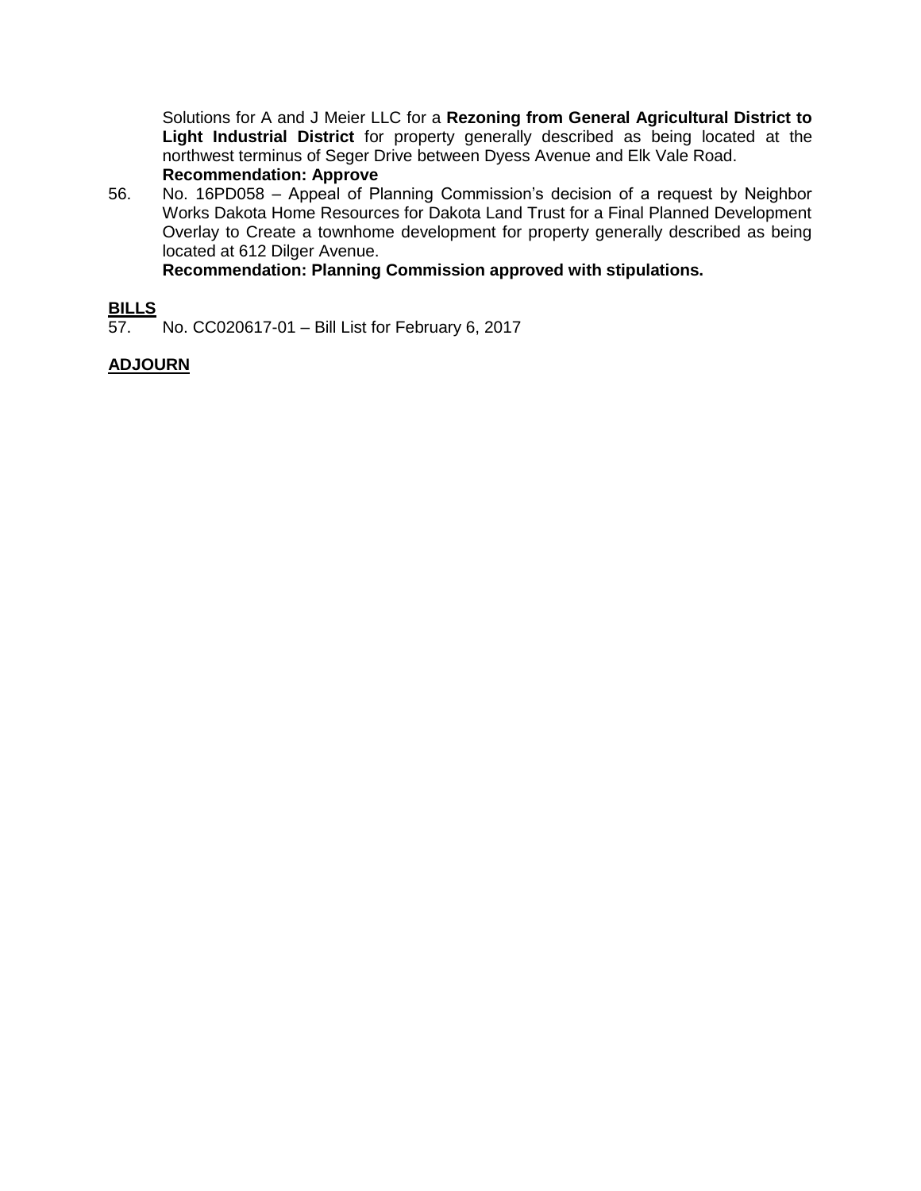Solutions for A and J Meier LLC for a **Rezoning from General Agricultural District to Light Industrial District** for property generally described as being located at the northwest terminus of Seger Drive between Dyess Avenue and Elk Vale Road.
**Recommendation: Approve**

56. No. 16PD058 – Appeal of Planning Commission's decision of a request by Neighbor Works Dakota Home Resources for Dakota Land Trust for a Final Planned Development Overlay to Create a townhome development for property generally described as being located at 612 Dilger Avenue.
**Recommendation: Planning Commission approved with stipulations.**

**BILLS**

57. No. CC020617-01 – Bill List for February 6, 2017

**ADJOURN**